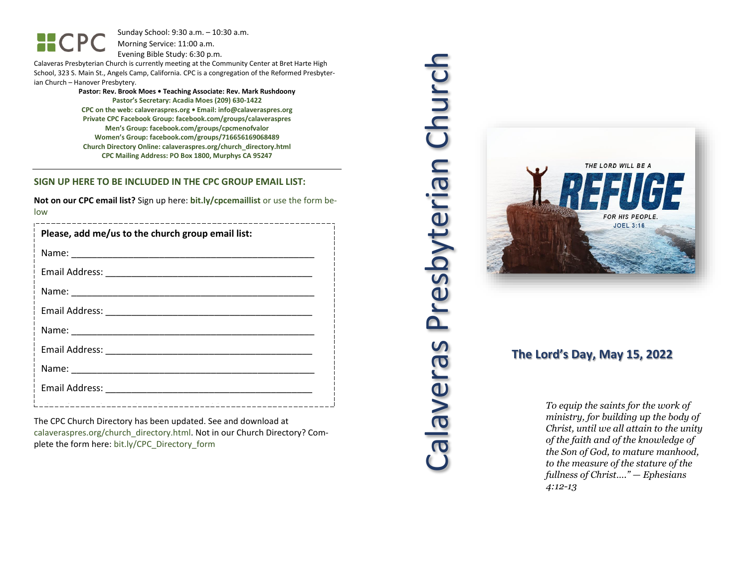CPC

Sunday School: 9:30 a.m. – 10:30 a.m.
Morning Service: 11:00 a.m.
Evening Bible Study: 6:30 p.m.

Calaveras Presbyterian Church is currently meeting at the Community Center at Bret Harte High School, 323 S. Main St., Angels Camp, California. CPC is a congregation of the Reformed Presbyterian Church – Hanover Presbytery.

**Pastor: Rev. Brook Moes • Teaching Associate: Rev. Mark Rushdoony**
**Pastor's Secretary: Acadia Moes (209) 630-1422**
**CPC on the web: calaveraspres.org • Email: info@calaveraspres.org**
**Private CPC Facebook Group: facebook.com/groups/calaveraspres**
**Men's Group: facebook.com/groups/cpcmenofvalor**
**Women's Group: facebook.com/groups/716656169068489**
**Church Directory Online: calaveraspres.org/church_directory.html**
**CPC Mailing Address: PO Box 1800, Murphys CA 95247**

---

## SIGN UP HERE TO BE INCLUDED IN THE CPC GROUP EMAIL LIST:

**Not on our CPC email list?** Sign up here: **bit.ly/cpcemaillist** or use the form below

**Please, add me/us to the church group email list:**

Name: ______________________________________________

Email Address: ________________________________________

Name: ______________________________________________

Email Address: ________________________________________

Name: ______________________________________________

Email Address: ________________________________________

Name: ______________________________________________

Email Address: ________________________________________

The CPC Church Directory has been updated. See and download at calaveraspres.org/church_directory.html. Not in our Church Directory? Complete the form here: bit.ly/CPC_Directory_form

# Calaveras Presbyterian Church

THE LORD WILL BE A REFUGE FOR HIS PEOPLE. JOEL 3:16

## The Lord's Day, May 15, 2022

*To equip the saints for the work of ministry, for building up the body of Christ, until we all attain to the unity of the faith and of the knowledge of the Son of God, to mature manhood, to the measure of the stature of the fullness of Christ…." — Ephesians 4:12-13*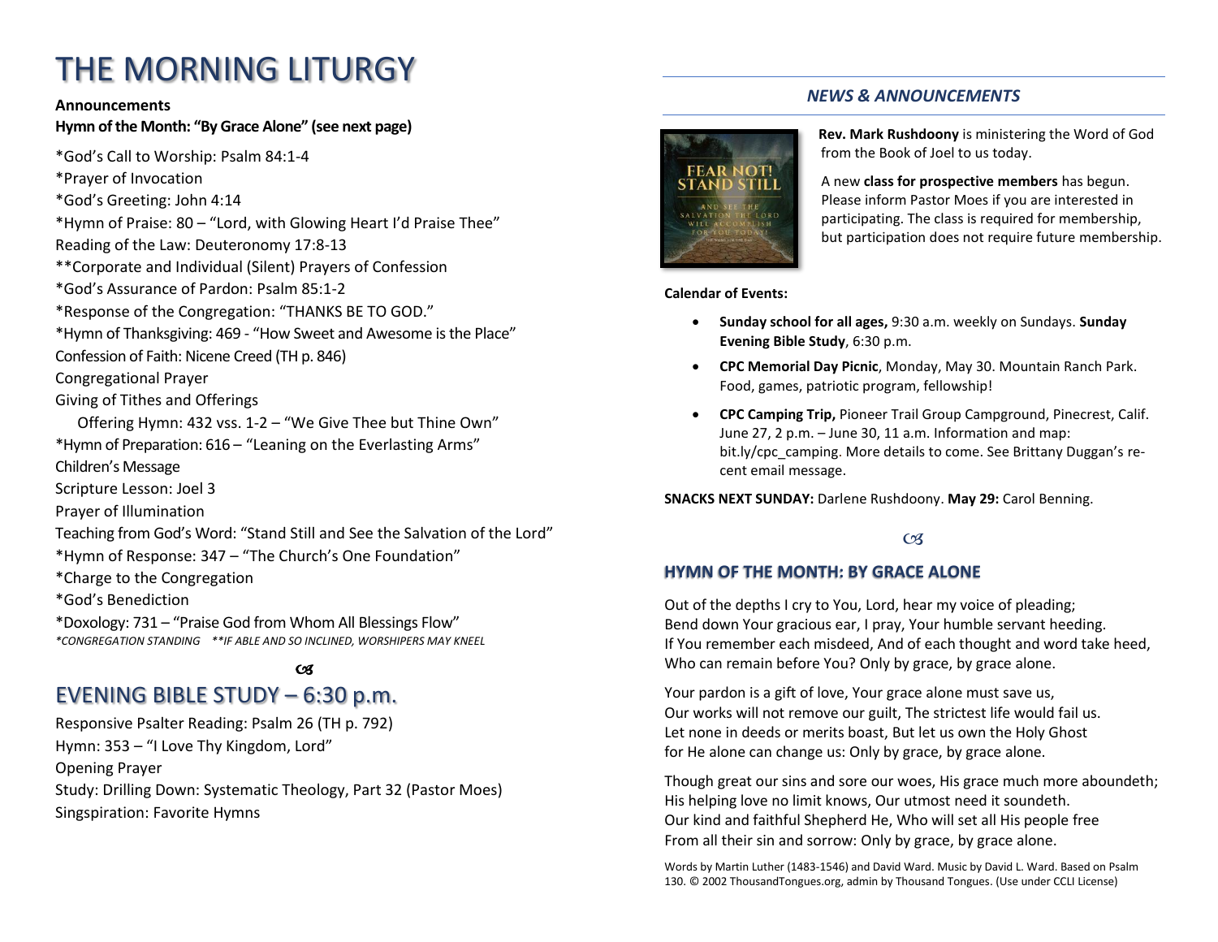# THE MORNING LITURGY

**Announcements**
**Hymn of the Month: "By Grace Alone" (see next page)**

*God's Call to Worship: Psalm 84:1-4
*Prayer of Invocation
*God's Greeting: John 4:14
*Hymn of Praise: 80 – "Lord, with Glowing Heart I'd Praise Thee"
Reading of the Law: Deuteronomy 17:8-13
**Corporate and Individual (Silent) Prayers of Confession
*God's Assurance of Pardon: Psalm 85:1-2
*Response of the Congregation: "THANKS BE TO GOD."
*Hymn of Thanksgiving: 469 - "How Sweet and Awesome is the Place"
Confession of Faith: Nicene Creed (TH p. 846)
Congregational Prayer
Giving of Tithes and Offerings
Offering Hymn: 432 vss. 1-2 – "We Give Thee but Thine Own"
*Hymn of Preparation: 616 – "Leaning on the Everlasting Arms"
Children's Message
Scripture Lesson: Joel 3
Prayer of Illumination
Teaching from God's Word: "Stand Still and See the Salvation of the Lord"
*Hymn of Response: 347 – "The Church's One Foundation"
*Charge to the Congregation
*God's Benediction
*Doxology: 731 – "Praise God from Whom All Blessings Flow"
*\*CONGREGATION STANDING   \*\*IF ABLE AND SO INCLINED, WORSHIPERS MAY KNEEL*

# EVENING BIBLE STUDY – 6:30 p.m.

Responsive Psalter Reading: Psalm 26 (TH p. 792)
Hymn: 353 – "I Love Thy Kingdom, Lord"
Opening Prayer
Study: Drilling Down: Systematic Theology, Part 32 (Pastor Moes)
Singspiration: Favorite Hymns

## *NEWS & ANNOUNCEMENTS*

FEAR NOT! STAND STILL AND SEE THE SALVATION THE LORD WILL ACCOMPLISH FOR YOU TODAY!

**Rev. Mark Rushdoony** is ministering the Word of God from the Book of Joel to us today.

A new **class for prospective members** has begun. Please inform Pastor Moes if you are interested in participating. The class is required for membership, but participation does not require future membership.

**Calendar of Events:**

- **Sunday school for all ages,** 9:30 a.m. weekly on Sundays. **Sunday Evening Bible Study**, 6:30 p.m.
- **CPC Memorial Day Picnic**, Monday, May 30. Mountain Ranch Park. Food, games, patriotic program, fellowship!
- **CPC Camping Trip,** Pioneer Trail Group Campground, Pinecrest, Calif. June 27, 2 p.m. – June 30, 11 a.m. Information and map: bit.ly/cpc_camping. More details to come. See Brittany Duggan's recent email message.

**SNACKS NEXT SUNDAY:** Darlene Rushdoony. **May 29:** Carol Benning.

## HYMN OF THE MONTH: BY GRACE ALONE

Out of the depths I cry to You, Lord, hear my voice of pleading;
Bend down Your gracious ear, I pray, Your humble servant heeding.
If You remember each misdeed, And of each thought and word take heed,
Who can remain before You? Only by grace, by grace alone.

Your pardon is a gift of love, Your grace alone must save us,
Our works will not remove our guilt, The strictest life would fail us.
Let none in deeds or merits boast, But let us own the Holy Ghost
for He alone can change us: Only by grace, by grace alone.

Though great our sins and sore our woes, His grace much more aboundeth;
His helping love no limit knows, Our utmost need it soundeth.
Our kind and faithful Shepherd He, Who will set all His people free
From all their sin and sorrow: Only by grace, by grace alone.

Words by Martin Luther (1483-1546) and David Ward. Music by David L. Ward. Based on Psalm 130. © 2002 ThousandTongues.org, admin by Thousand Tongues. (Use under CCLI License)